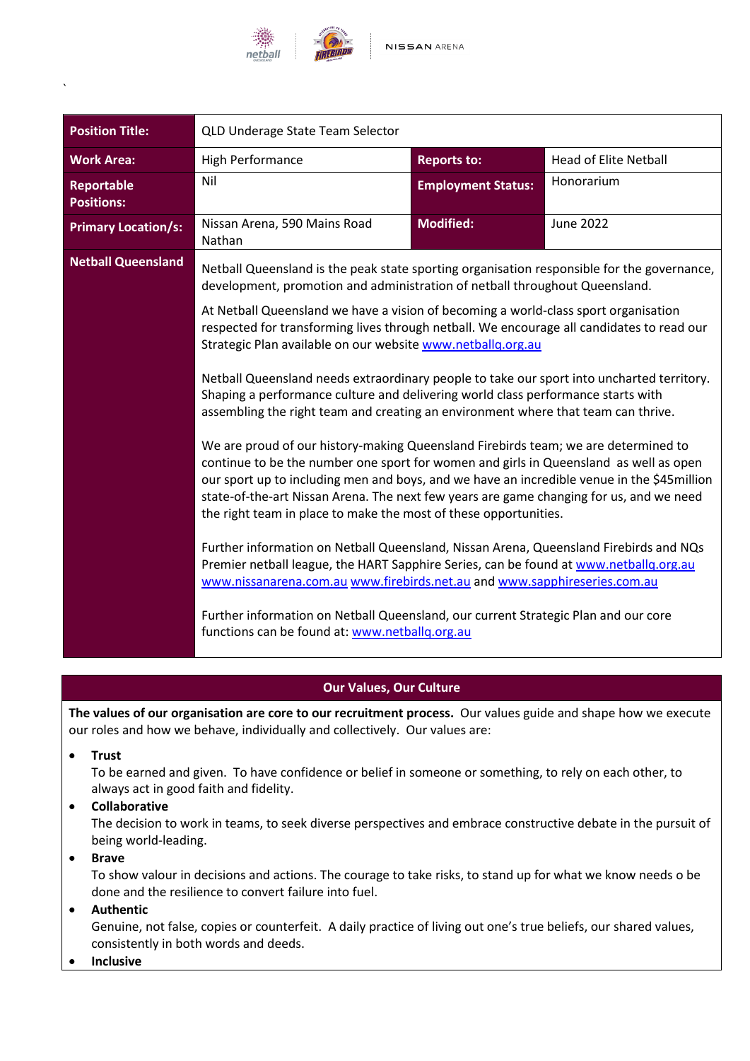`

| **Position Title:** | QLD Underage State Team Selector | | |
|---|---|---|---|
| **Work Area:** | High Performance | **Reports to:** | Head of Elite Netball |
| **Reportable Positions:** | Nil | **Employment Status:** | Honorarium |
| **Primary Location/s:** | Nissan Arena, 590 Mains Road Nathan | **Modified:** | June 2022 |
| **Netball Queensland** | Netball Queensland is the peak state sporting organisation responsible for the governance, development, promotion and administration of netball throughout Queensland.<br><br>At Netball Queensland we have a vision of becoming a world-class sport organisation respected for transforming lives through netball. We encourage all candidates to read our Strategic Plan available on our website www.netballq.org.au<br><br>Netball Queensland needs extraordinary people to take our sport into uncharted territory. Shaping a performance culture and delivering world class performance starts with assembling the right team and creating an environment where that team can thrive.<br><br>We are proud of our history-making Queensland Firebirds team; we are determined to continue to be the number one sport for women and girls in Queensland as well as open our sport up to including men and boys, and we have an incredible venue in the $45million state-of-the-art Nissan Arena. The next few years are game changing for us, and we need the right team in place to make the most of these opportunities.<br><br>Further information on Netball Queensland, Nissan Arena, Queensland Firebirds and NQs Premier netball league, the HART Sapphire Series, can be found at www.netballq.org.au www.nissanarena.com.au www.firebirds.net.au and www.sapphireseries.com.au<br><br>Further information on Netball Queensland, our current Strategic Plan and our core functions can be found at: www.netballq.org.au | | |

## Our Values, Our Culture

**The values of our organisation are core to our recruitment process.** Our values guide and shape how we execute our roles and how we behave, individually and collectively. Our values are:

- **Trust**
  To be earned and given. To have confidence or belief in someone or something, to rely on each other, to always act in good faith and fidelity.
- **Collaborative**
  The decision to work in teams, to seek diverse perspectives and embrace constructive debate in the pursuit of being world-leading.
- **Brave**
  To show valour in decisions and actions. The courage to take risks, to stand up for what we know needs o be done and the resilience to convert failure into fuel.
- **Authentic**
  Genuine, not false, copies or counterfeit. A daily practice of living out one's true beliefs, our shared values, consistently in both words and deeds.
- **Inclusive**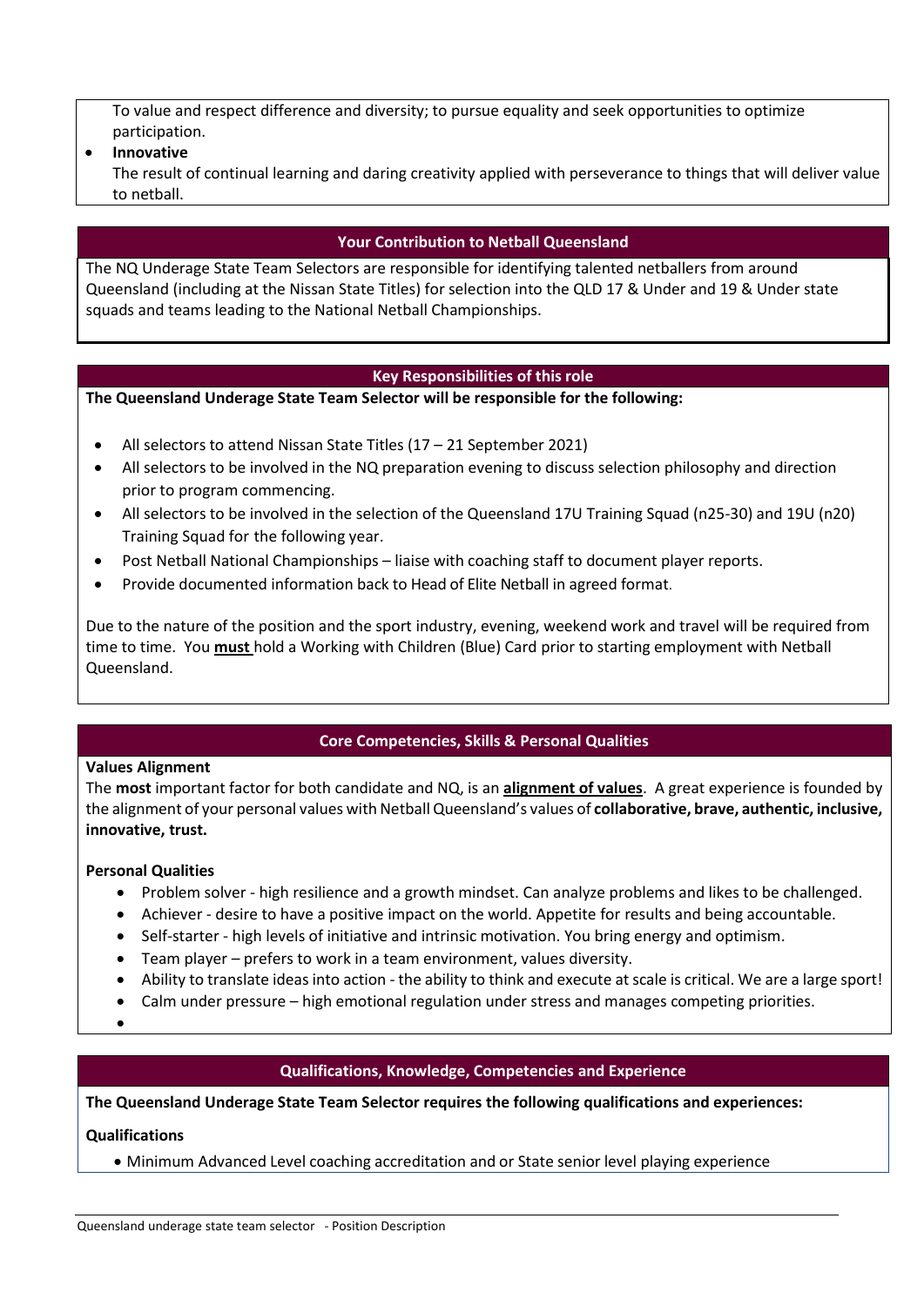To value and respect difference and diversity; to pursue equality and seek opportunities to optimize participation.

- **Innovative**
  The result of continual learning and daring creativity applied with perseverance to things that will deliver value to netball.

## Your Contribution to Netball Queensland

The NQ Underage State Team Selectors are responsible for identifying talented netballers from around Queensland (including at the Nissan State Titles) for selection into the QLD 17 & Under and 19 & Under state squads and teams leading to the National Netball Championships.

## Key Responsibilities of this role

**The Queensland Underage State Team Selector will be responsible for the following:**

- All selectors to attend Nissan State Titles (17 – 21 September 2021)
- All selectors to be involved in the NQ preparation evening to discuss selection philosophy and direction prior to program commencing.
- All selectors to be involved in the selection of the Queensland 17U Training Squad (n25-30) and 19U (n20) Training Squad for the following year.
- Post Netball National Championships – liaise with coaching staff to document player reports.
- Provide documented information back to Head of Elite Netball in agreed format.

Due to the nature of the position and the sport industry, evening, weekend work and travel will be required from time to time. You **must** hold a Working with Children (Blue) Card prior to starting employment with Netball Queensland.

## Core Competencies, Skills & Personal Qualities

**Values Alignment**

The **most** important factor for both candidate and NQ, is an **alignment of values**. A great experience is founded by the alignment of your personal values with Netball Queensland's values of **collaborative, brave, authentic, inclusive, innovative, trust.**

**Personal Qualities**

- Problem solver - high resilience and a growth mindset. Can analyze problems and likes to be challenged.
- Achiever - desire to have a positive impact on the world. Appetite for results and being accountable.
- Self-starter - high levels of initiative and intrinsic motivation. You bring energy and optimism.
- Team player – prefers to work in a team environment, values diversity.
- Ability to translate ideas into action - the ability to think and execute at scale is critical. We are a large sport!
- Calm under pressure – high emotional regulation under stress and manages competing priorities.

## Qualifications, Knowledge, Competencies and Experience

**The Queensland Underage State Team Selector requires the following qualifications and experiences:**

**Qualifications**

- Minimum Advanced Level coaching accreditation and or State senior level playing experience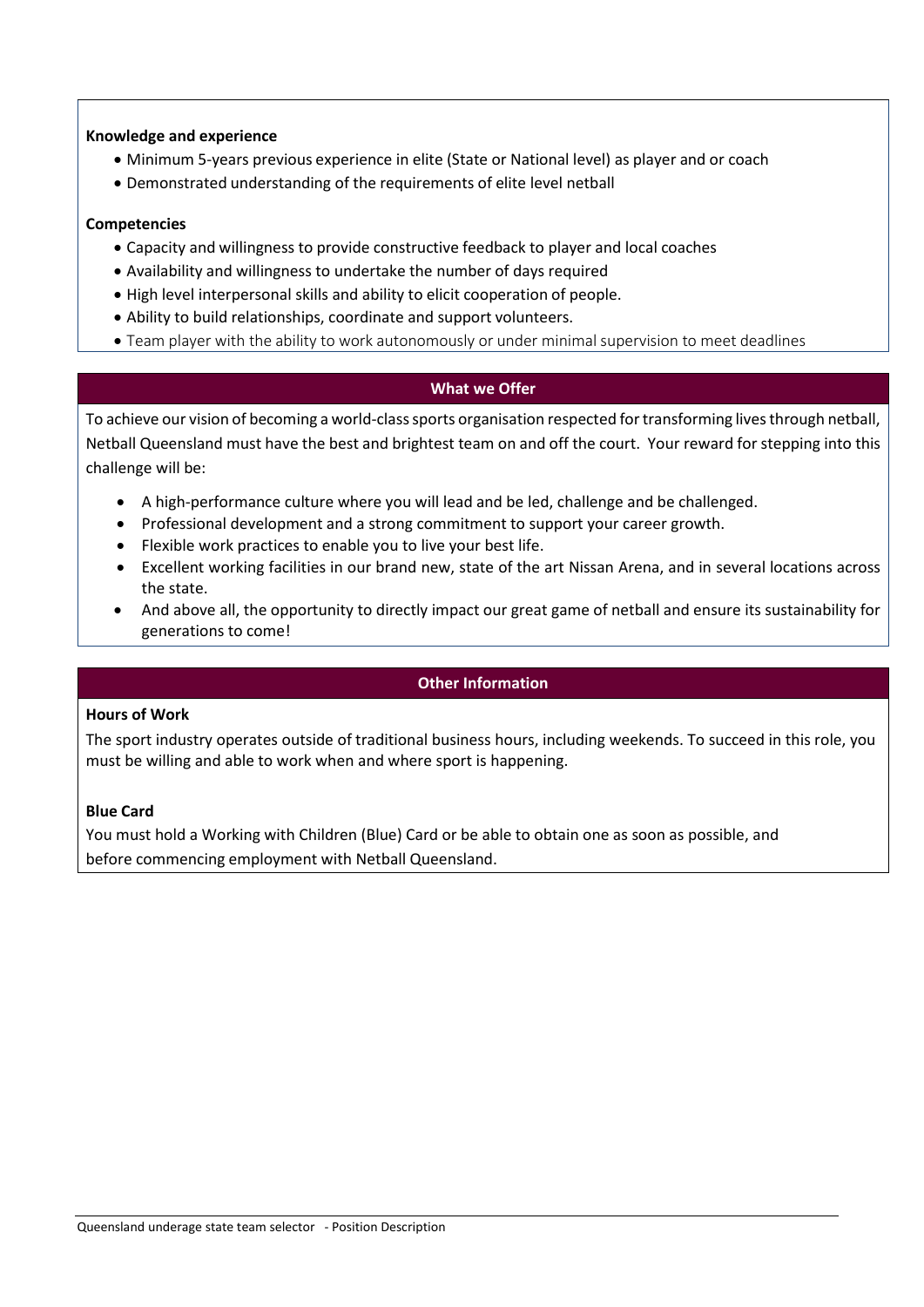**Knowledge and experience**

- Minimum 5-years previous experience in elite (State or National level) as player and or coach
- Demonstrated understanding of the requirements of elite level netball

**Competencies**

- Capacity and willingness to provide constructive feedback to player and local coaches
- Availability and willingness to undertake the number of days required
- High level interpersonal skills and ability to elicit cooperation of people.
- Ability to build relationships, coordinate and support volunteers.
- Team player with the ability to work autonomously or under minimal supervision to meet deadlines

## What we Offer

To achieve our vision of becoming a world-class sports organisation respected for transforming lives through netball, Netball Queensland must have the best and brightest team on and off the court. Your reward for stepping into this challenge will be:

- A high-performance culture where you will lead and be led, challenge and be challenged.
- Professional development and a strong commitment to support your career growth.
- Flexible work practices to enable you to live your best life.
- Excellent working facilities in our brand new, state of the art Nissan Arena, and in several locations across the state.
- And above all, the opportunity to directly impact our great game of netball and ensure its sustainability for generations to come!

## Other Information

**Hours of Work**

The sport industry operates outside of traditional business hours, including weekends. To succeed in this role, you must be willing and able to work when and where sport is happening.

**Blue Card**

You must hold a Working with Children (Blue) Card or be able to obtain one as soon as possible, and before commencing employment with Netball Queensland.